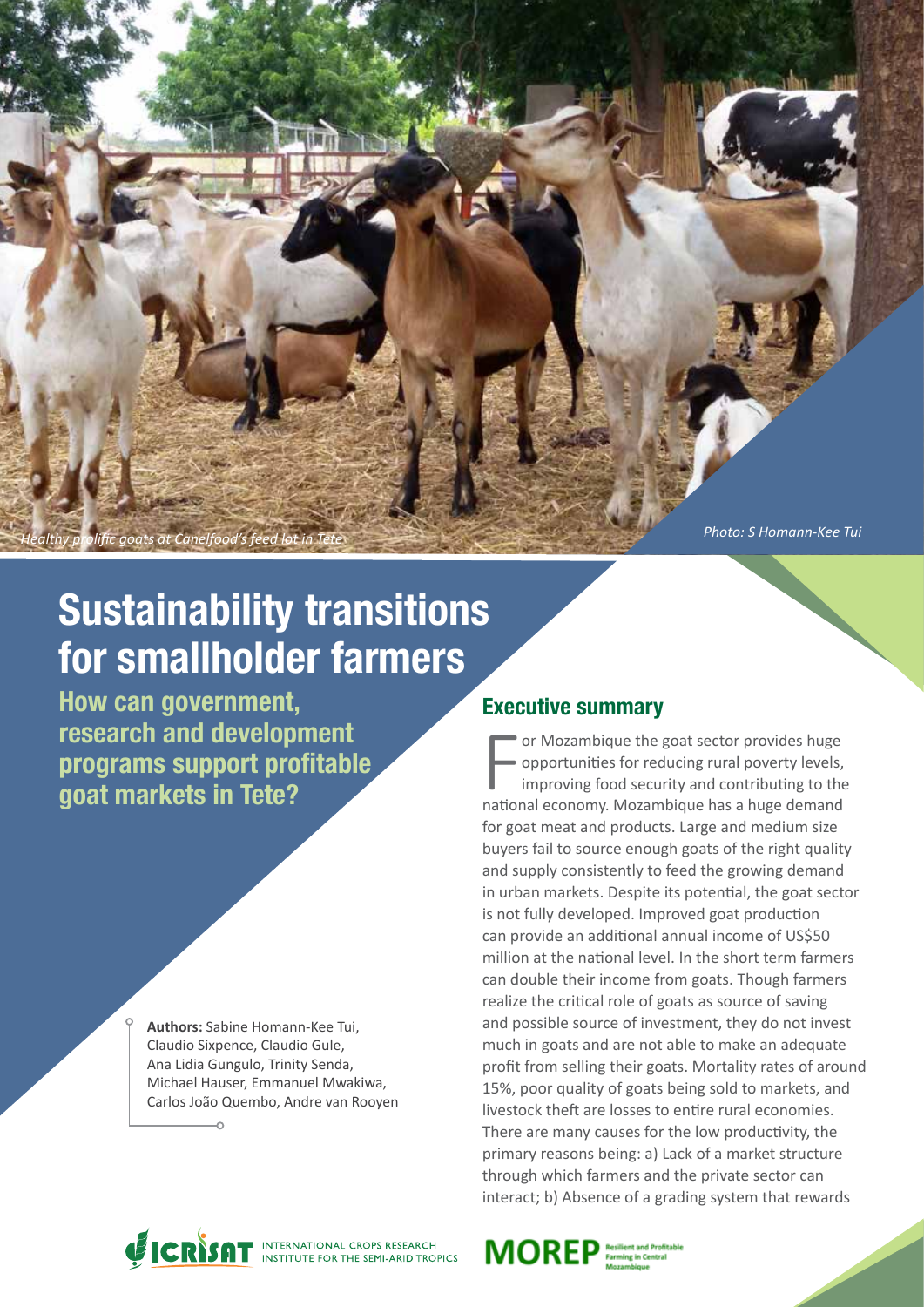*Healthy prolific goats at Canelfood's feed lot in Tete*

*Photo: S Homann-Kee Tui*

# Sustainability transitions for smallholder farmers

## How can government, research and development programs support profitable goat markets in Tete?

**Authors:** Sabine Homann-Kee Tui, Claudio Sixpence, Claudio Gule, Ana Lidia Gungulo, Trinity Senda, Michael Hauser, Emmanuel Mwakiwa, Carlos João Quembo, Andre van Rooyen

## Executive summary

For Mozambique the goat sector provides huge opportunities for reducing rural poverty levels, improving food security and contributing to the national economy. Mozambique has a huge demand for goat meat and products. Large and medium size buyers fail to source enough goats of the right quality and supply consistently to feed the growing demand in urban markets. Despite its potential, the goat sector is not fully developed. Improved goat production can provide an additional annual income of US$50 million at the national level. In the short term farmers can double their income from goats. Though farmers realize the critical role of goats as source of saving and possible source of investment, they do not invest much in goats and are not able to make an adequate profit from selling their goats. Mortality rates of around 15%, poor quality of goats being sold to markets, and livestock theft are losses to entire rural economies. There are many causes for the low productivity, the primary reasons being: a) Lack of a market structure through which farmers and the private sector can interact; b) Absence of a grading system that rewards

ICRISAT INTERNATIONAL CROPS RESEARCH INSTITUTE FOR THE SEMI-ARID TROPICS

MOREP Resilient and Profitable Farming in Central Mozambique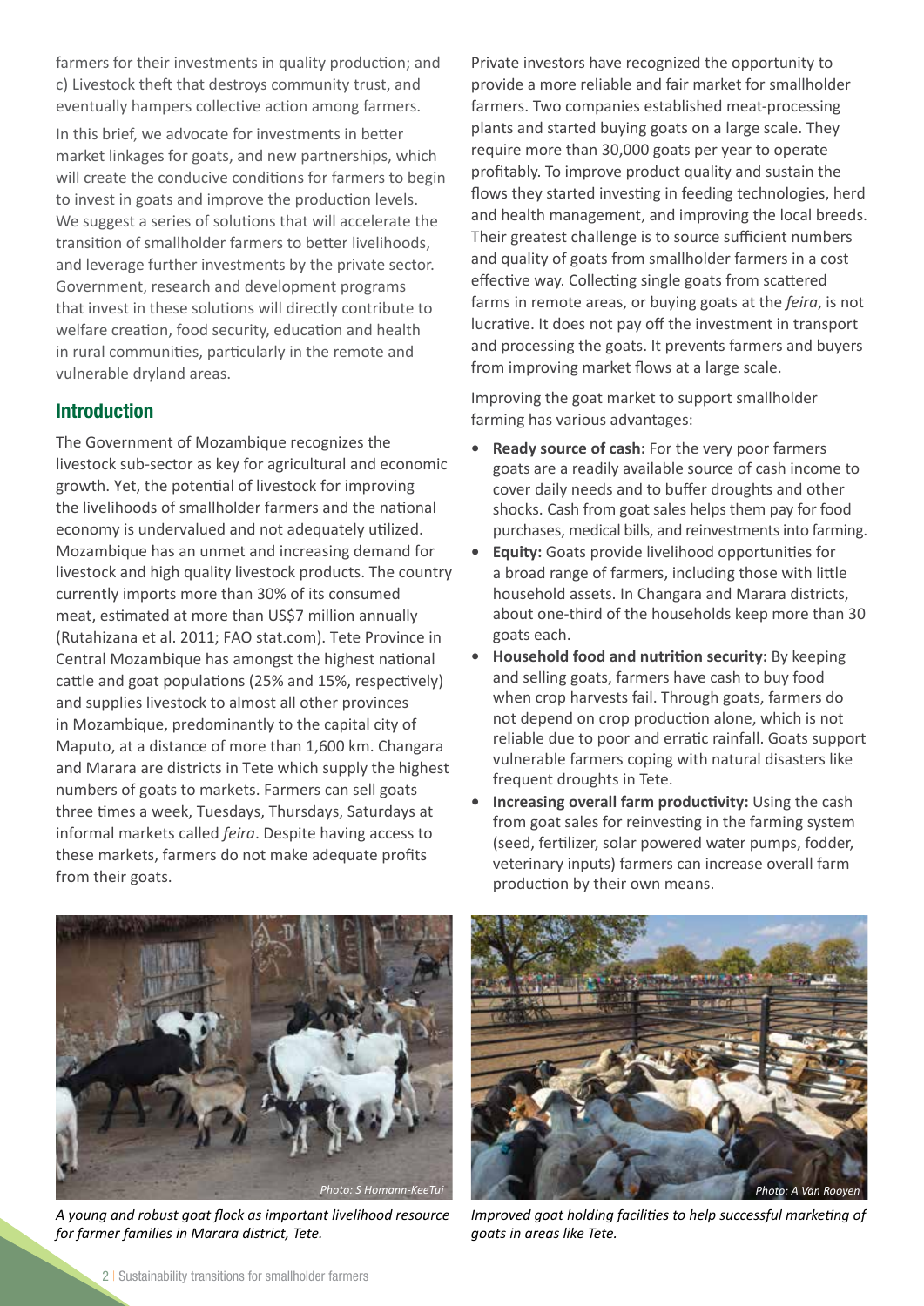farmers for their investments in quality production; and c) Livestock theft that destroys community trust, and eventually hampers collective action among farmers.

In this brief, we advocate for investments in better market linkages for goats, and new partnerships, which will create the conducive conditions for farmers to begin to invest in goats and improve the production levels. We suggest a series of solutions that will accelerate the transition of smallholder farmers to better livelihoods, and leverage further investments by the private sector. Government, research and development programs that invest in these solutions will directly contribute to welfare creation, food security, education and health in rural communities, particularly in the remote and vulnerable dryland areas.

## Introduction

The Government of Mozambique recognizes the livestock sub-sector as key for agricultural and economic growth. Yet, the potential of livestock for improving the livelihoods of smallholder farmers and the national economy is undervalued and not adequately utilized. Mozambique has an unmet and increasing demand for livestock and high quality livestock products. The country currently imports more than 30% of its consumed meat, estimated at more than US$7 million annually (Rutahizana et al. 2011; FAO stat.com). Tete Province in Central Mozambique has amongst the highest national cattle and goat populations (25% and 15%, respectively) and supplies livestock to almost all other provinces in Mozambique, predominantly to the capital city of Maputo, at a distance of more than 1,600 km. Changara and Marara are districts in Tete which supply the highest numbers of goats to markets. Farmers can sell goats three times a week, Tuesdays, Thursdays, Saturdays at informal markets called *feira*. Despite having access to these markets, farmers do not make adequate profits from their goats.

Private investors have recognized the opportunity to provide a more reliable and fair market for smallholder farmers. Two companies established meat-processing plants and started buying goats on a large scale. They require more than 30,000 goats per year to operate profitably. To improve product quality and sustain the flows they started investing in feeding technologies, herd and health management, and improving the local breeds. Their greatest challenge is to source sufficient numbers and quality of goats from smallholder farmers in a cost effective way. Collecting single goats from scattered farms in remote areas, or buying goats at the *feira*, is not lucrative. It does not pay off the investment in transport and processing the goats. It prevents farmers and buyers from improving market flows at a large scale.

Improving the goat market to support smallholder farming has various advantages:

- **Ready source of cash:** For the very poor farmers goats are a readily available source of cash income to cover daily needs and to buffer droughts and other shocks. Cash from goat sales helps them pay for food purchases, medical bills, and reinvestments into farming.
- **Equity:** Goats provide livelihood opportunities for a broad range of farmers, including those with little household assets. In Changara and Marara districts, about one-third of the households keep more than 30 goats each.
- **Household food and nutrition security:** By keeping and selling goats, farmers have cash to buy food when crop harvests fail. Through goats, farmers do not depend on crop production alone, which is not reliable due to poor and erratic rainfall. Goats support vulnerable farmers coping with natural disasters like frequent droughts in Tete.
- **Increasing overall farm productivity:** Using the cash from goat sales for reinvesting in the farming system (seed, fertilizer, solar powered water pumps, fodder, veterinary inputs) farmers can increase overall farm production by their own means.

Photo: S Homann-KeeTui

*A young and robust goat flock as important livelihood resource for farmer families in Marara district, Tete.*

Photo: A Van Rooyen

*Improved goat holding facilities to help successful marketing of goats in areas like Tete.*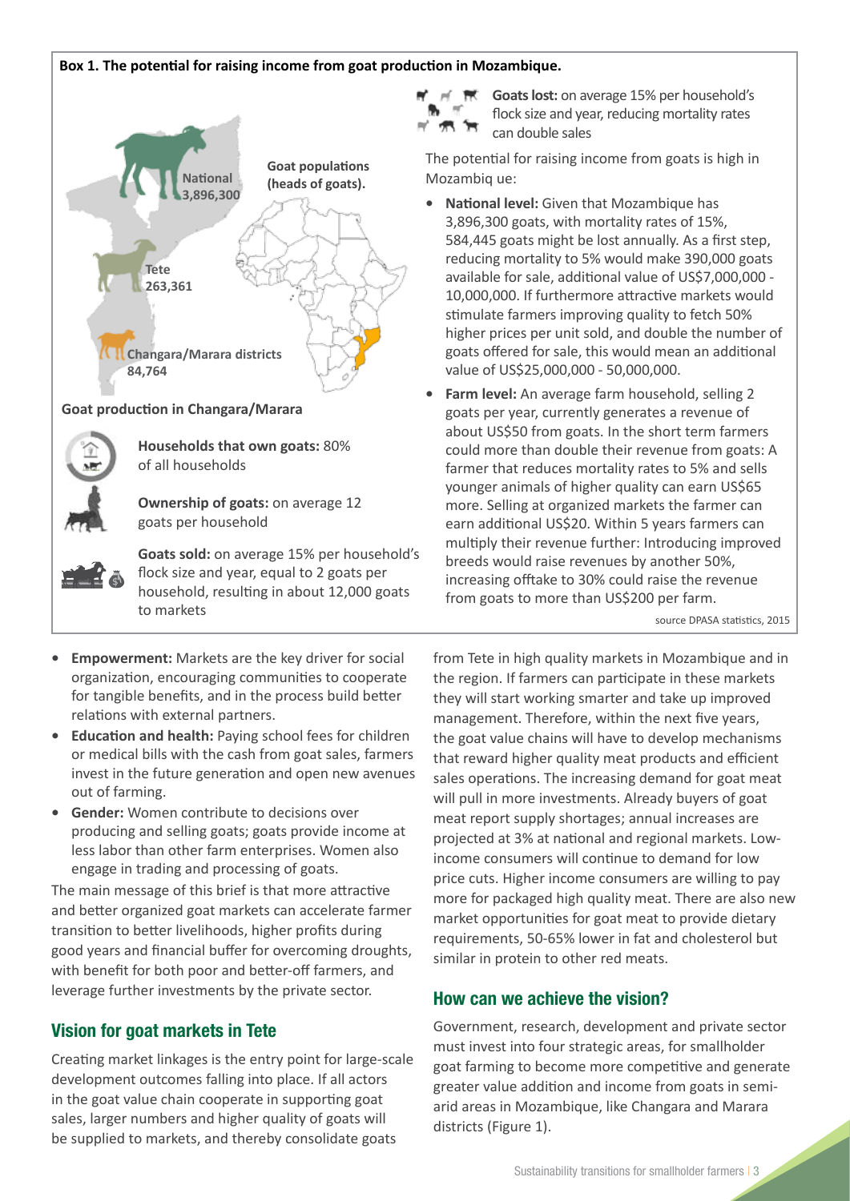**Box 1. The potential for raising income from goat production in Mozambique.**

Goat populations (heads of goats).

National 3,896,300

Tete 263,361

Changara/Marara districts 84,764

**Goat production in Changara/Marara**

**Households that own goats:** 80% of all households

**Ownership of goats:** on average 12 goats per household

**Goats sold:** on average 15% per household's flock size and year, equal to 2 goats per household, resulting in about 12,000 goats to markets

**Goats lost:** on average 15% per household's flock size and year, reducing mortality rates can double sales

The potential for raising income from goats is high in Mozambiq ue:

- **National level:** Given that Mozambique has 3,896,300 goats, with mortality rates of 15%, 584,445 goats might be lost annually. As a first step, reducing mortality to 5% would make 390,000 goats available for sale, additional value of US$7,000,000 - 10,000,000. If furthermore attractive markets would stimulate farmers improving quality to fetch 50% higher prices per unit sold, and double the number of goats offered for sale, this would mean an additional value of US$25,000,000 - 50,000,000.
- **Farm level:** An average farm household, selling 2 goats per year, currently generates a revenue of about US$50 from goats. In the short term farmers could more than double their revenue from goats: A farmer that reduces mortality rates to 5% and sells younger animals of higher quality can earn US$65 more. Selling at organized markets the farmer can earn additional US$20. Within 5 years farmers can multiply their revenue further: Introducing improved breeds would raise revenues by another 50%, increasing offtake to 30% could raise the revenue from goats to more than US$200 per farm.

source DPASA statistics, 2015

- **Empowerment:** Markets are the key driver for social organization, encouraging communities to cooperate for tangible benefits, and in the process build better relations with external partners.
- **Education and health:** Paying school fees for children or medical bills with the cash from goat sales, farmers invest in the future generation and open new avenues out of farming.
- **Gender:** Women contribute to decisions over producing and selling goats; goats provide income at less labor than other farm enterprises. Women also engage in trading and processing of goats.

The main message of this brief is that more attractive and better organized goat markets can accelerate farmer transition to better livelihoods, higher profits during good years and financial buffer for overcoming droughts, with benefit for both poor and better-off farmers, and leverage further investments by the private sector.

## Vision for goat markets in Tete

Creating market linkages is the entry point for large-scale development outcomes falling into place. If all actors in the goat value chain cooperate in supporting goat sales, larger numbers and higher quality of goats will be supplied to markets, and thereby consolidate goats from Tete in high quality markets in Mozambique and in the region. If farmers can participate in these markets they will start working smarter and take up improved management. Therefore, within the next five years, the goat value chains will have to develop mechanisms that reward higher quality meat products and efficient sales operations. The increasing demand for goat meat will pull in more investments. Already buyers of goat meat report supply shortages; annual increases are projected at 3% at national and regional markets. Low-income consumers will continue to demand for low price cuts. Higher income consumers are willing to pay more for packaged high quality meat. There are also new market opportunities for goat meat to provide dietary requirements, 50-65% lower in fat and cholesterol but similar in protein to other red meats.

## How can we achieve the vision?

Government, research, development and private sector must invest into four strategic areas, for smallholder goat farming to become more competitive and generate greater value addition and income from goats in semi-arid areas in Mozambique, like Changara and Marara districts (Figure 1).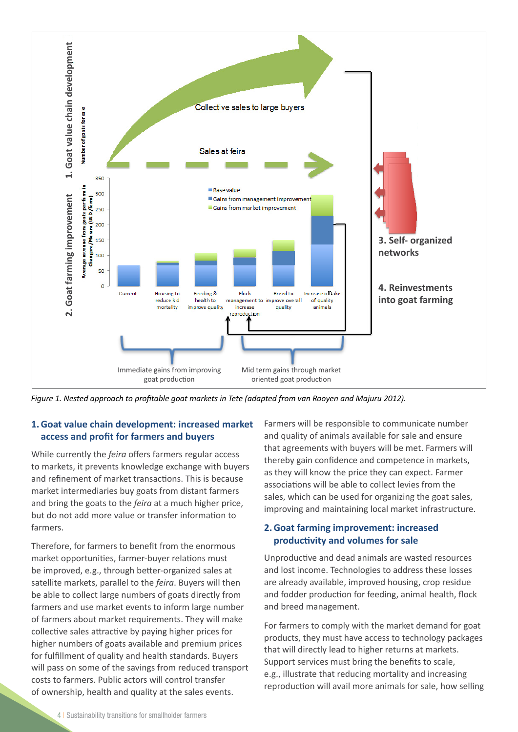*Figure 1. Nested approach to profitable goat markets in Tete (adapted from van Rooyen and Majuru 2012).*

## 1. Goat value chain development: increased market access and profit for farmers and buyers

While currently the *feira* offers farmers regular access to markets, it prevents knowledge exchange with buyers and refinement of market transactions. This is because market intermediaries buy goats from distant farmers and bring the goats to the *feira* at a much higher price, but do not add more value or transfer information to farmers.

Therefore, for farmers to benefit from the enormous market opportunities, farmer-buyer relations must be improved, e.g., through better-organized sales at satellite markets, parallel to the *feira*. Buyers will then be able to collect large numbers of goats directly from farmers and use market events to inform large number of farmers about market requirements. They will make collective sales attractive by paying higher prices for higher numbers of goats available and premium prices for fulfillment of quality and health standards. Buyers will pass on some of the savings from reduced transport costs to farmers. Public actors will control transfer of ownership, health and quality at the sales events.

Farmers will be responsible to communicate number and quality of animals available for sale and ensure that agreements with buyers will be met. Farmers will thereby gain confidence and competence in markets, as they will know the price they can expect. Farmer associations will be able to collect levies from the sales, which can be used for organizing the goat sales, improving and maintaining local market infrastructure.

## 2. Goat farming improvement: increased productivity and volumes for sale

Unproductive and dead animals are wasted resources and lost income. Technologies to address these losses are already available, improved housing, crop residue and fodder production for feeding, animal health, flock and breed management.

For farmers to comply with the market demand for goat products, they must have access to technology packages that will directly lead to higher returns at markets. Support services must bring the benefits to scale, e.g., illustrate that reducing mortality and increasing reproduction will avail more animals for sale, how selling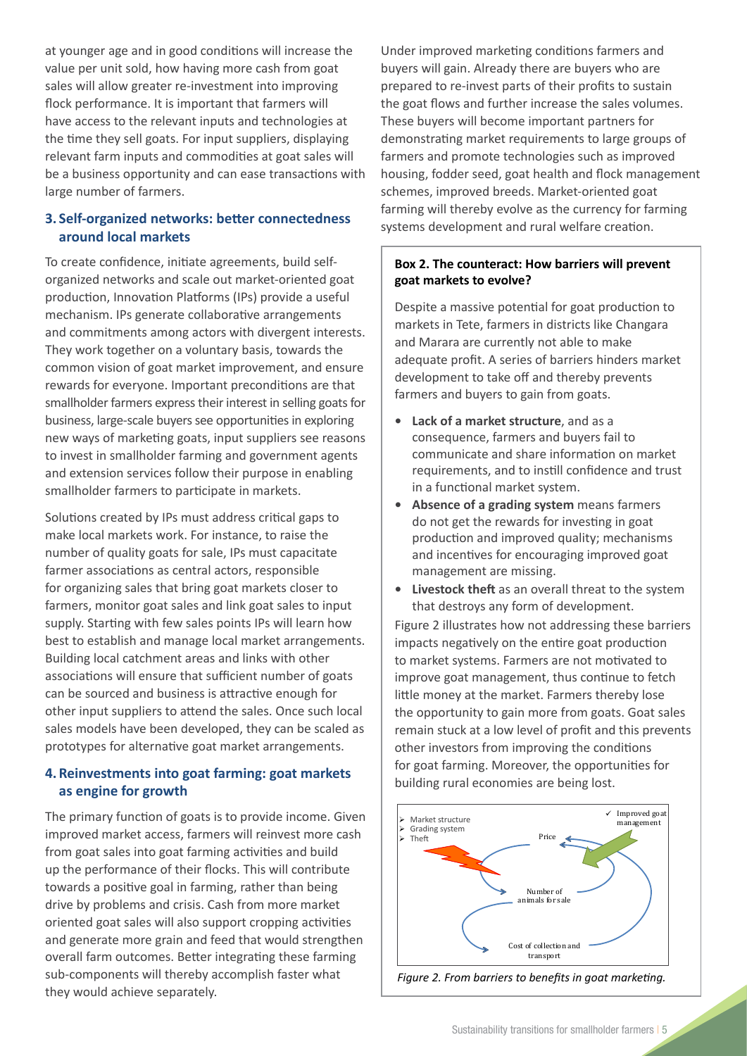at younger age and in good conditions will increase the value per unit sold, how having more cash from goat sales will allow greater re-investment into improving flock performance. It is important that farmers will have access to the relevant inputs and technologies at the time they sell goats. For input suppliers, displaying relevant farm inputs and commodities at goat sales will be a business opportunity and can ease transactions with large number of farmers.

### 3. Self-organized networks: better connectedness around local markets

To create confidence, initiate agreements, build self-organized networks and scale out market-oriented goat production, Innovation Platforms (IPs) provide a useful mechanism. IPs generate collaborative arrangements and commitments among actors with divergent interests. They work together on a voluntary basis, towards the common vision of goat market improvement, and ensure rewards for everyone. Important preconditions are that smallholder farmers express their interest in selling goats for business, large-scale buyers see opportunities in exploring new ways of marketing goats, input suppliers see reasons to invest in smallholder farming and government agents and extension services follow their purpose in enabling smallholder farmers to participate in markets.

Solutions created by IPs must address critical gaps to make local markets work. For instance, to raise the number of quality goats for sale, IPs must capacitate farmer associations as central actors, responsible for organizing sales that bring goat markets closer to farmers, monitor goat sales and link goat sales to input supply. Starting with few sales points IPs will learn how best to establish and manage local market arrangements. Building local catchment areas and links with other associations will ensure that sufficient number of goats can be sourced and business is attractive enough for other input suppliers to attend the sales. Once such local sales models have been developed, they can be scaled as prototypes for alternative goat market arrangements.

### 4. Reinvestments into goat farming: goat markets as engine for growth

The primary function of goats is to provide income. Given improved market access, farmers will reinvest more cash from goat sales into goat farming activities and build up the performance of their flocks. This will contribute towards a positive goal in farming, rather than being drive by problems and crisis. Cash from more market oriented goat sales will also support cropping activities and generate more grain and feed that would strengthen overall farm outcomes. Better integrating these farming sub-components will thereby accomplish faster what they would achieve separately.

Under improved marketing conditions farmers and buyers will gain. Already there are buyers who are prepared to re-invest parts of their profits to sustain the goat flows and further increase the sales volumes. These buyers will become important partners for demonstrating market requirements to large groups of farmers and promote technologies such as improved housing, fodder seed, goat health and flock management schemes, improved breeds. Market-oriented goat farming will thereby evolve as the currency for farming systems development and rural welfare creation.

**Box 2. The counteract: How barriers will prevent goat markets to evolve?**

Despite a massive potential for goat production to markets in Tete, farmers in districts like Changara and Marara are currently not able to make adequate profit. A series of barriers hinders market development to take off and thereby prevents farmers and buyers to gain from goats.

- **Lack of a market structure**, and as a consequence, farmers and buyers fail to communicate and share information on market requirements, and to instill confidence and trust in a functional market system.
- **Absence of a grading system** means farmers do not get the rewards for investing in goat production and improved quality; mechanisms and incentives for encouraging improved goat management are missing.
- **Livestock theft** as an overall threat to the system that destroys any form of development.

Figure 2 illustrates how not addressing these barriers impacts negatively on the entire goat production to market systems. Farmers are not motivated to improve goat management, thus continue to fetch little money at the market. Farmers thereby lose the opportunity to gain more from goats. Goat sales remain stuck at a low level of profit and this prevents other investors from improving the conditions for goat farming. Moreover, the opportunities for building rural economies are being lost.

*Figure 2. From barriers to benefits in goat marketing.*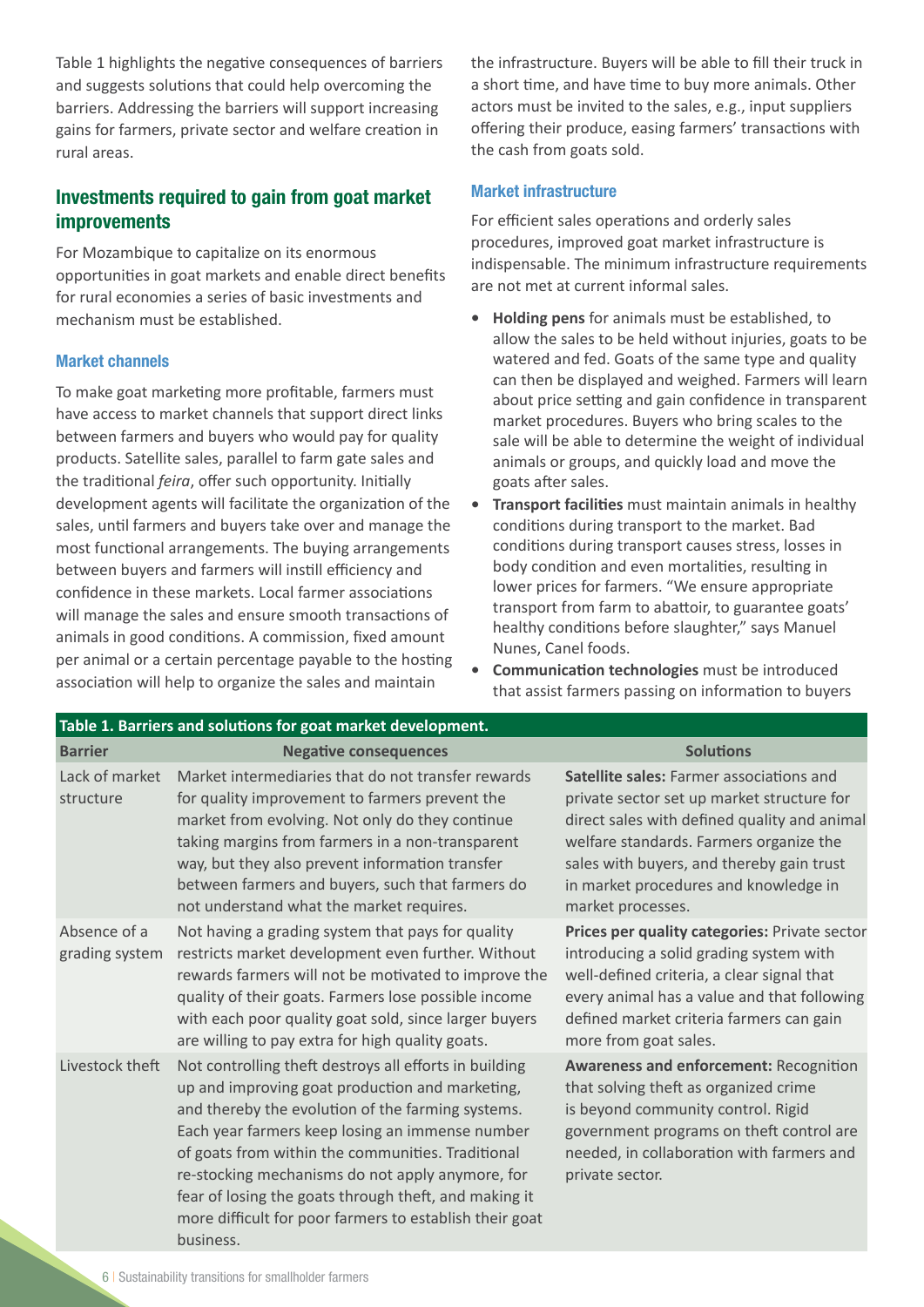Table 1 highlights the negative consequences of barriers and suggests solutions that could help overcoming the barriers. Addressing the barriers will support increasing gains for farmers, private sector and welfare creation in rural areas.

## Investments required to gain from goat market improvements

For Mozambique to capitalize on its enormous opportunities in goat markets and enable direct benefits for rural economies a series of basic investments and mechanism must be established.

### Market channels

To make goat marketing more profitable, farmers must have access to market channels that support direct links between farmers and buyers who would pay for quality products. Satellite sales, parallel to farm gate sales and the traditional *feira*, offer such opportunity. Initially development agents will facilitate the organization of the sales, until farmers and buyers take over and manage the most functional arrangements. The buying arrangements between buyers and farmers will instill efficiency and confidence in these markets. Local farmer associations will manage the sales and ensure smooth transactions of animals in good conditions. A commission, fixed amount per animal or a certain percentage payable to the hosting association will help to organize the sales and maintain the infrastructure. Buyers will be able to fill their truck in a short time, and have time to buy more animals. Other actors must be invited to the sales, e.g., input suppliers offering their produce, easing farmers' transactions with the cash from goats sold.

### Market infrastructure

For efficient sales operations and orderly sales procedures, improved goat market infrastructure is indispensable. The minimum infrastructure requirements are not met at current informal sales.

- **Holding pens** for animals must be established, to allow the sales to be held without injuries, goats to be watered and fed. Goats of the same type and quality can then be displayed and weighed. Farmers will learn about price setting and gain confidence in transparent market procedures. Buyers who bring scales to the sale will be able to determine the weight of individual animals or groups, and quickly load and move the goats after sales.
- **Transport facilities** must maintain animals in healthy conditions during transport to the market. Bad conditions during transport causes stress, losses in body condition and even mortalities, resulting in lower prices for farmers. "We ensure appropriate transport from farm to abattoir, to guarantee goats' healthy conditions before slaughter," says Manuel Nunes, Canel foods.
- **Communication technologies** must be introduced that assist farmers passing on information to buyers

**Table 1. Barriers and solutions for goat market development.**

| Barrier | Negative consequences | Solutions |
|---|---|---|
| Lack of market structure | Market intermediaries that do not transfer rewards for quality improvement to farmers prevent the market from evolving. Not only do they continue taking margins from farmers in a non-transparent way, but they also prevent information transfer between farmers and buyers, such that farmers do not understand what the market requires. | **Satellite sales:** Farmer associations and private sector set up market structure for direct sales with defined quality and animal welfare standards. Farmers organize the sales with buyers, and thereby gain trust in market procedures and knowledge in market processes. |
| Absence of a grading system | Not having a grading system that pays for quality restricts market development even further. Without rewards farmers will not be motivated to improve the quality of their goats. Farmers lose possible income with each poor quality goat sold, since larger buyers are willing to pay extra for high quality goats. | **Prices per quality categories:** Private sector introducing a solid grading system with well-defined criteria, a clear signal that every animal has a value and that following defined market criteria farmers can gain more from goat sales. |
| Livestock theft | Not controlling theft destroys all efforts in building up and improving goat production and marketing, and thereby the evolution of the farming systems. Each year farmers keep losing an immense number of goats from within the communities. Traditional re-stocking mechanisms do not apply anymore, for fear of losing the goats through theft, and making it more difficult for poor farmers to establish their goat business. | **Awareness and enforcement:** Recognition that solving theft as organized crime is beyond community control. Rigid government programs on theft control are needed, in collaboration with farmers and private sector. |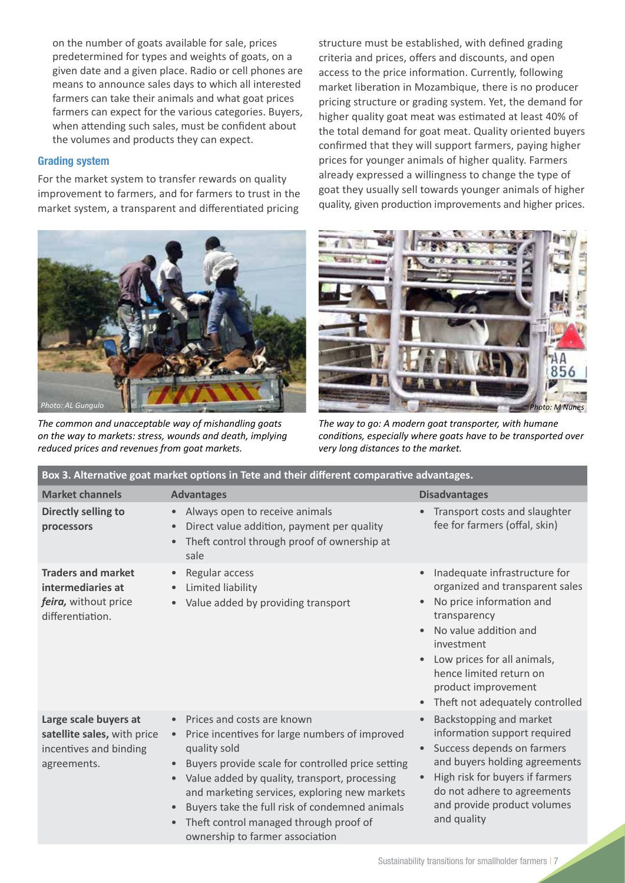on the number of goats available for sale, prices predetermined for types and weights of goats, on a given date and a given place. Radio or cell phones are means to announce sales days to which all interested farmers can take their animals and what goat prices farmers can expect for the various categories. Buyers, when attending such sales, must be confident about the volumes and products they can expect.

### Grading system

For the market system to transfer rewards on quality improvement to farmers, and for farmers to trust in the market system, a transparent and differentiated pricing structure must be established, with defined grading criteria and prices, offers and discounts, and open access to the price information. Currently, following market liberation in Mozambique, there is no producer pricing structure or grading system. Yet, the demand for higher quality goat meat was estimated at least 40% of the total demand for goat meat. Quality oriented buyers confirmed that they will support farmers, paying higher prices for younger animals of higher quality. Farmers already expressed a willingness to change the type of goat they usually sell towards younger animals of higher quality, given production improvements and higher prices.

Photo: AL Gungulo

*The common and unacceptable way of mishandling goats on the way to markets: stress, wounds and death, implying reduced prices and revenues from goat markets.*

Photo: M Nunes

*The way to go: A modern goat transporter, with humane conditions, especially where goats have to be transported over very long distances to the market.*

**Box 3. Alternative goat market options in Tete and their different comparative advantages.**

| Market channels | Advantages | Disadvantages |
|---|---|---|
| **Directly selling to processors** | • Always open to receive animals<br>• Direct value addition, payment per quality<br>• Theft control through proof of ownership at sale | • Transport costs and slaughter fee for farmers (offal, skin) |
| **Traders and market intermediaries at *feira,*** without price differentiation. | • Regular access<br>• Limited liability<br>• Value added by providing transport | • Inadequate infrastructure for organized and transparent sales<br>• No price information and transparency<br>• No value addition and investment<br>• Low prices for all animals, hence limited return on product improvement<br>• Theft not adequately controlled |
| **Large scale buyers at satellite sales,** with price incentives and binding agreements. | • Prices and costs are known<br>• Price incentives for large numbers of improved quality sold<br>• Buyers provide scale for controlled price setting<br>• Value added by quality, transport, processing and marketing services, exploring new markets<br>• Buyers take the full risk of condemned animals<br>• Theft control managed through proof of ownership to farmer association | • Backstopping and market information support required<br>• Success depends on farmers and buyers holding agreements<br>• High risk for buyers if farmers do not adhere to agreements and provide product volumes and quality |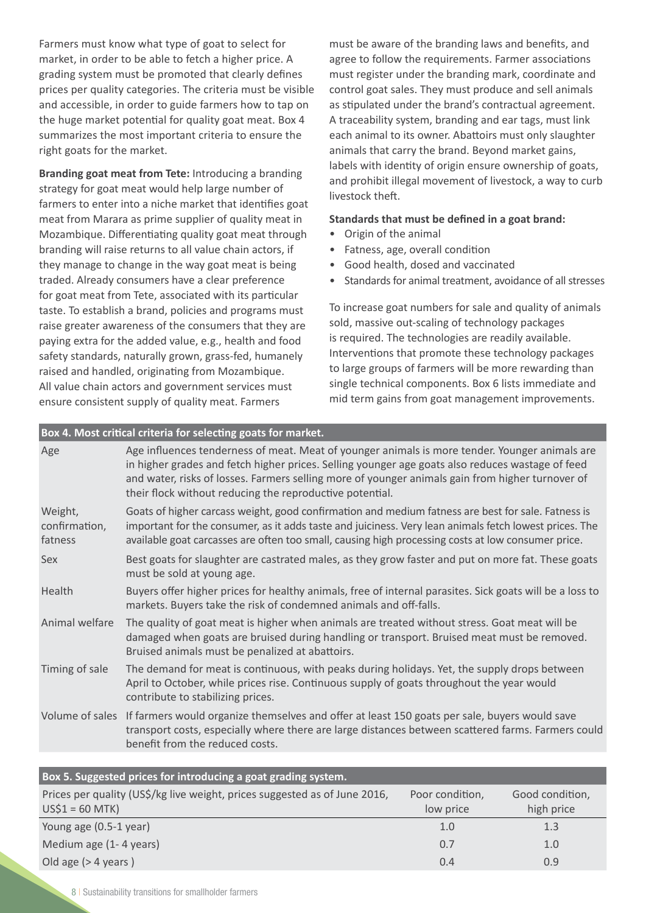Farmers must know what type of goat to select for market, in order to be able to fetch a higher price. A grading system must be promoted that clearly defines prices per quality categories. The criteria must be visible and accessible, in order to guide farmers how to tap on the huge market potential for quality goat meat. Box 4 summarizes the most important criteria to ensure the right goats for the market.

**Branding goat meat from Tete:** Introducing a branding strategy for goat meat would help large number of farmers to enter into a niche market that identifies goat meat from Marara as prime supplier of quality meat in Mozambique. Differentiating quality goat meat through branding will raise returns to all value chain actors, if they manage to change in the way goat meat is being traded. Already consumers have a clear preference for goat meat from Tete, associated with its particular taste. To establish a brand, policies and programs must raise greater awareness of the consumers that they are paying extra for the added value, e.g., health and food safety standards, naturally grown, grass-fed, humanely raised and handled, originating from Mozambique. All value chain actors and government services must ensure consistent supply of quality meat. Farmers must be aware of the branding laws and benefits, and agree to follow the requirements. Farmer associations must register under the branding mark, coordinate and control goat sales. They must produce and sell animals as stipulated under the brand's contractual agreement. A traceability system, branding and ear tags, must link each animal to its owner. Abattoirs must only slaughter animals that carry the brand. Beyond market gains, labels with identity of origin ensure ownership of goats, and prohibit illegal movement of livestock, a way to curb livestock theft.

**Standards that must be defined in a goat brand:**

- Origin of the animal
- Fatness, age, overall condition
- Good health, dosed and vaccinated
- Standards for animal treatment, avoidance of all stresses

To increase goat numbers for sale and quality of animals sold, massive out-scaling of technology packages is required. The technologies are readily available. Interventions that promote these technology packages to large groups of farmers will be more rewarding than single technical components. Box 6 lists immediate and mid term gains from goat management improvements.

**Box 4. Most critical criteria for selecting goats for market.**

| | |
|---|---|
| Age | Age influences tenderness of meat. Meat of younger animals is more tender. Younger animals are in higher grades and fetch higher prices. Selling younger age goats also reduces wastage of feed and water, risks of losses. Farmers selling more of younger animals gain from higher turnover of their flock without reducing the reproductive potential. |
| Weight, confirmation, fatness | Goats of higher carcass weight, good confirmation and medium fatness are best for sale. Fatness is important for the consumer, as it adds taste and juiciness. Very lean animals fetch lowest prices. The available goat carcasses are often too small, causing high processing costs at low consumer price. |
| Sex | Best goats for slaughter are castrated males, as they grow faster and put on more fat. These goats must be sold at young age. |
| Health | Buyers offer higher prices for healthy animals, free of internal parasites. Sick goats will be a loss to markets. Buyers take the risk of condemned animals and off-falls. |
| Animal welfare | The quality of goat meat is higher when animals are treated without stress. Goat meat will be damaged when goats are bruised during handling or transport. Bruised meat must be removed. Bruised animals must be penalized at abattoirs. |
| Timing of sale | The demand for meat is continuous, with peaks during holidays. Yet, the supply drops between April to October, while prices rise. Continuous supply of goats throughout the year would contribute to stabilizing prices. |
| Volume of sales | If farmers would organize themselves and offer at least 150 goats per sale, buyers would save transport costs, especially where there are large distances between scattered farms. Farmers could benefit from the reduced costs. |

**Box 5. Suggested prices for introducing a goat grading system.**

| Prices per quality (US$/kg live weight, prices suggested as of June 2016, US$1 = 60 MTK) | Poor condition, low price | Good condition, high price |
|---|---|---|
| Young age (0.5-1 year) | 1.0 | 1.3 |
| Medium age (1- 4 years) | 0.7 | 1.0 |
| Old age (> 4 years ) | 0.4 | 0.9 |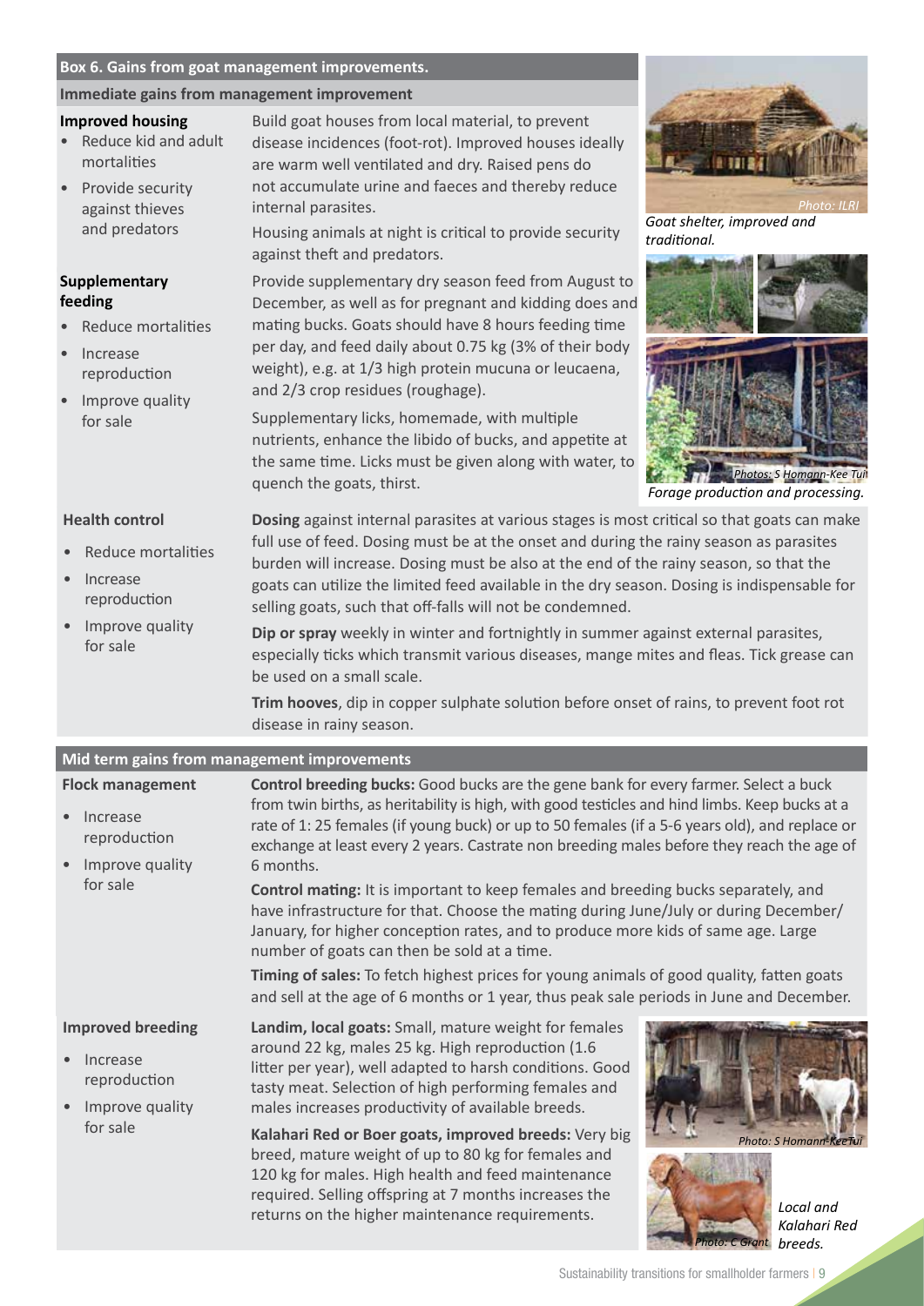## Box 6. Gains from goat management improvements.

### Immediate gains from management improvement

**Improved housing**

- Reduce kid and adult mortalities
- Provide security against thieves and predators

Build goat houses from local material, to prevent disease incidences (foot-rot). Improved houses ideally are warm well ventilated and dry. Raised pens do not accumulate urine and faeces and thereby reduce internal parasites.

Housing animals at night is critical to provide security against theft and predators.

*Photo: ILRI*

*Goat shelter, improved and traditional.*

**Supplementary feeding**

- Reduce mortalities
- Increase reproduction
- Improve quality for sale

Provide supplementary dry season feed from August to December, as well as for pregnant and kidding does and mating bucks. Goats should have 8 hours feeding time per day, and feed daily about 0.75 kg (3% of their body weight), e.g. at 1/3 high protein mucuna or leucaena, and 2/3 crop residues (roughage).

Supplementary licks, homemade, with multiple nutrients, enhance the libido of bucks, and appetite at the same time. Licks must be given along with water, to quench the goats, thirst.

*Photos: S Homann-Kee Tui*

*Forage production and processing.*

**Health control**

- Reduce mortalities
- Increase reproduction
- Improve quality for sale

**Dosing** against internal parasites at various stages is most critical so that goats can make full use of feed. Dosing must be at the onset and during the rainy season as parasites burden will increase. Dosing must be also at the end of the rainy season, so that the goats can utilize the limited feed available in the dry season. Dosing is indispensable for selling goats, such that off-falls will not be condemned.

**Dip or spray** weekly in winter and fortnightly in summer against external parasites, especially ticks which transmit various diseases, mange mites and fleas. Tick grease can be used on a small scale.

**Trim hooves**, dip in copper sulphate solution before onset of rains, to prevent foot rot disease in rainy season.

### Mid term gains from management improvements

**Flock management**

- Increase reproduction
- Improve quality for sale

**Control breeding bucks:** Good bucks are the gene bank for every farmer. Select a buck from twin births, as heritability is high, with good testicles and hind limbs. Keep bucks at a rate of 1: 25 females (if young buck) or up to 50 females (if a 5-6 years old), and replace or exchange at least every 2 years. Castrate non breeding males before they reach the age of 6 months.

**Control mating:** It is important to keep females and breeding bucks separately, and have infrastructure for that. Choose the mating during June/July or during December/January, for higher conception rates, and to produce more kids of same age. Large number of goats can then be sold at a time.

**Timing of sales:** To fetch highest prices for young animals of good quality, fatten goats and sell at the age of 6 months or 1 year, thus peak sale periods in June and December.

**Improved breeding**

- Increase reproduction
- Improve quality for sale

**Landim, local goats:** Small, mature weight for females around 22 kg, males 25 kg. High reproduction (1.6 litter per year), well adapted to harsh conditions. Good tasty meat. Selection of high performing females and males increases productivity of available breeds.

**Kalahari Red or Boer goats, improved breeds:** Very big breed, mature weight of up to 80 kg for females and 120 kg for males. High health and feed maintenance required. Selling offspring at 7 months increases the returns on the higher maintenance requirements.

*Photo: S Homann-Kee Tui*

*Photo: C Grant*

*Local and Kalahari Red breeds.*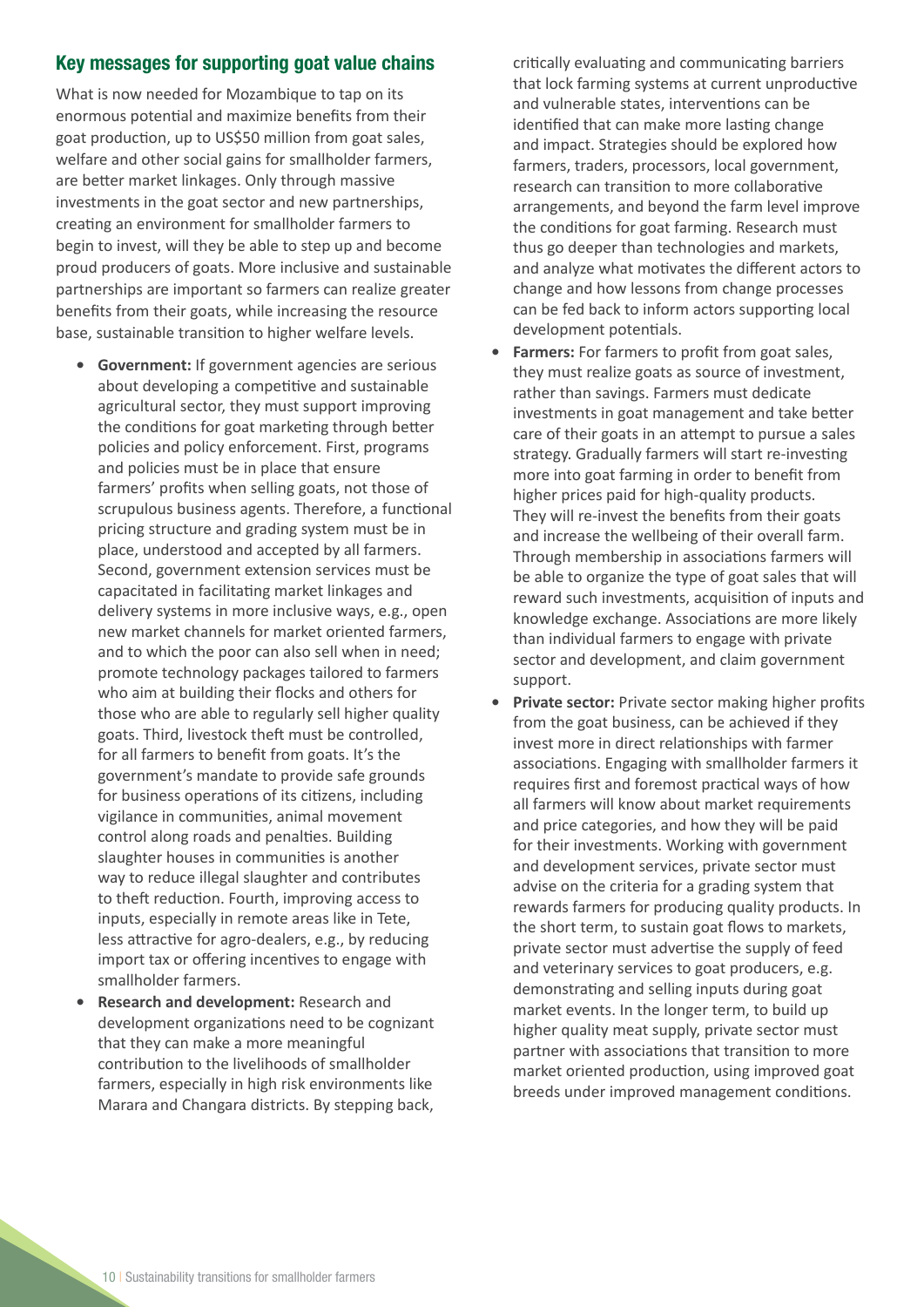## Key messages for supporting goat value chains

What is now needed for Mozambique to tap on its enormous potential and maximize benefits from their goat production, up to US$50 million from goat sales, welfare and other social gains for smallholder farmers, are better market linkages. Only through massive investments in the goat sector and new partnerships, creating an environment for smallholder farmers to begin to invest, will they be able to step up and become proud producers of goats. More inclusive and sustainable partnerships are important so farmers can realize greater benefits from their goats, while increasing the resource base, sustainable transition to higher welfare levels.

- **Government:** If government agencies are serious about developing a competitive and sustainable agricultural sector, they must support improving the conditions for goat marketing through better policies and policy enforcement. First, programs and policies must be in place that ensure farmers' profits when selling goats, not those of scrupulous business agents. Therefore, a functional pricing structure and grading system must be in place, understood and accepted by all farmers. Second, government extension services must be capacitated in facilitating market linkages and delivery systems in more inclusive ways, e.g., open new market channels for market oriented farmers, and to which the poor can also sell when in need; promote technology packages tailored to farmers who aim at building their flocks and others for those who are able to regularly sell higher quality goats. Third, livestock theft must be controlled, for all farmers to benefit from goats. It's the government's mandate to provide safe grounds for business operations of its citizens, including vigilance in communities, animal movement control along roads and penalties. Building slaughter houses in communities is another way to reduce illegal slaughter and contributes to theft reduction. Fourth, improving access to inputs, especially in remote areas like in Tete, less attractive for agro-dealers, e.g., by reducing import tax or offering incentives to engage with smallholder farmers.
- **Research and development:** Research and development organizations need to be cognizant that they can make a more meaningful contribution to the livelihoods of smallholder farmers, especially in high risk environments like Marara and Changara districts. By stepping back, critically evaluating and communicating barriers that lock farming systems at current unproductive and vulnerable states, interventions can be identified that can make more lasting change and impact. Strategies should be explored how farmers, traders, processors, local government, research can transition to more collaborative arrangements, and beyond the farm level improve the conditions for goat farming. Research must thus go deeper than technologies and markets, and analyze what motivates the different actors to change and how lessons from change processes can be fed back to inform actors supporting local development potentials.
- **Farmers:** For farmers to profit from goat sales, they must realize goats as source of investment, rather than savings. Farmers must dedicate investments in goat management and take better care of their goats in an attempt to pursue a sales strategy. Gradually farmers will start re-investing more into goat farming in order to benefit from higher prices paid for high-quality products. They will re-invest the benefits from their goats and increase the wellbeing of their overall farm. Through membership in associations farmers will be able to organize the type of goat sales that will reward such investments, acquisition of inputs and knowledge exchange. Associations are more likely than individual farmers to engage with private sector and development, and claim government support.
- **Private sector:** Private sector making higher profits from the goat business, can be achieved if they invest more in direct relationships with farmer associations. Engaging with smallholder farmers it requires first and foremost practical ways of how all farmers will know about market requirements and price categories, and how they will be paid for their investments. Working with government and development services, private sector must advise on the criteria for a grading system that rewards farmers for producing quality products. In the short term, to sustain goat flows to markets, private sector must advertise the supply of feed and veterinary services to goat producers, e.g. demonstrating and selling inputs during goat market events. In the longer term, to build up higher quality meat supply, private sector must partner with associations that transition to more market oriented production, using improved goat breeds under improved management conditions.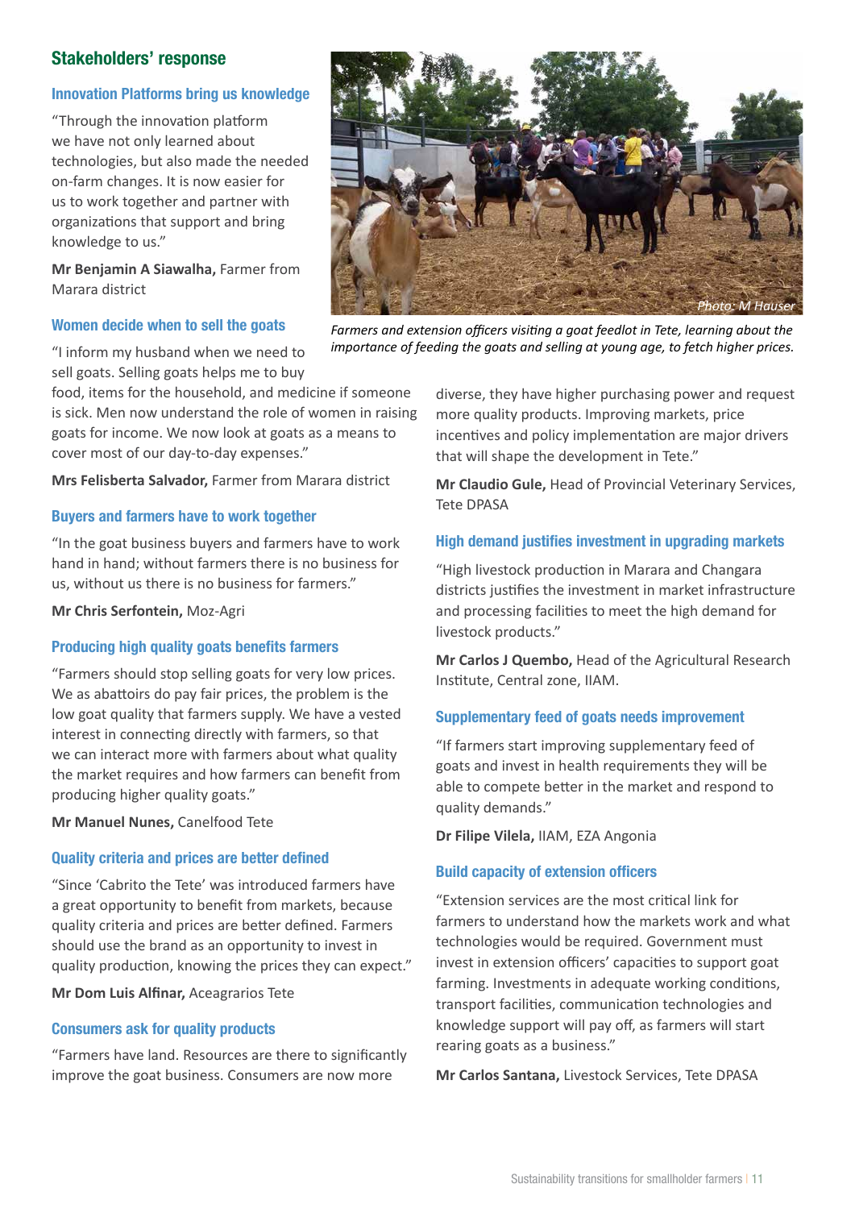## Stakeholders' response

### Innovation Platforms bring us knowledge

"Through the innovation platform we have not only learned about technologies, but also made the needed on-farm changes. It is now easier for us to work together and partner with organizations that support and bring knowledge to us."

**Mr Benjamin A Siawalha,** Farmer from Marara district

*Farmers and extension officers visiting a goat feedlot in Tete, learning about the importance of feeding the goats and selling at young age, to fetch higher prices.*

### Women decide when to sell the goats

"I inform my husband when we need to sell goats. Selling goats helps me to buy food, items for the household, and medicine if someone is sick. Men now understand the role of women in raising goats for income. We now look at goats as a means to cover most of our day-to-day expenses."

**Mrs Felisberta Salvador,** Farmer from Marara district

### Buyers and farmers have to work together

"In the goat business buyers and farmers have to work hand in hand; without farmers there is no business for us, without us there is no business for farmers."

**Mr Chris Serfontein,** Moz-Agri

### Producing high quality goats benefits farmers

"Farmers should stop selling goats for very low prices. We as abattoirs do pay fair prices, the problem is the low goat quality that farmers supply. We have a vested interest in connecting directly with farmers, so that we can interact more with farmers about what quality the market requires and how farmers can benefit from producing higher quality goats."

**Mr Manuel Nunes,** Canelfood Tete

### Quality criteria and prices are better defined

"Since 'Cabrito the Tete' was introduced farmers have a great opportunity to benefit from markets, because quality criteria and prices are better defined. Farmers should use the brand as an opportunity to invest in quality production, knowing the prices they can expect."

**Mr Dom Luis Alfinar,** Aceagrarios Tete

### Consumers ask for quality products

"Farmers have land. Resources are there to significantly improve the goat business. Consumers are now more diverse, they have higher purchasing power and request more quality products. Improving markets, price incentives and policy implementation are major drivers that will shape the development in Tete."

**Mr Claudio Gule,** Head of Provincial Veterinary Services, Tete DPASA

### High demand justifies investment in upgrading markets

"High livestock production in Marara and Changara districts justifies the investment in market infrastructure and processing facilities to meet the high demand for livestock products."

**Mr Carlos J Quembo,** Head of the Agricultural Research Institute, Central zone, IIAM.

### Supplementary feed of goats needs improvement

"If farmers start improving supplementary feed of goats and invest in health requirements they will be able to compete better in the market and respond to quality demands."

**Dr Filipe Vilela,** IIAM, EZA Angonia

### Build capacity of extension officers

"Extension services are the most critical link for farmers to understand how the markets work and what technologies would be required. Government must invest in extension officers' capacities to support goat farming. Investments in adequate working conditions, transport facilities, communication technologies and knowledge support will pay off, as farmers will start rearing goats as a business."

**Mr Carlos Santana,** Livestock Services, Tete DPASA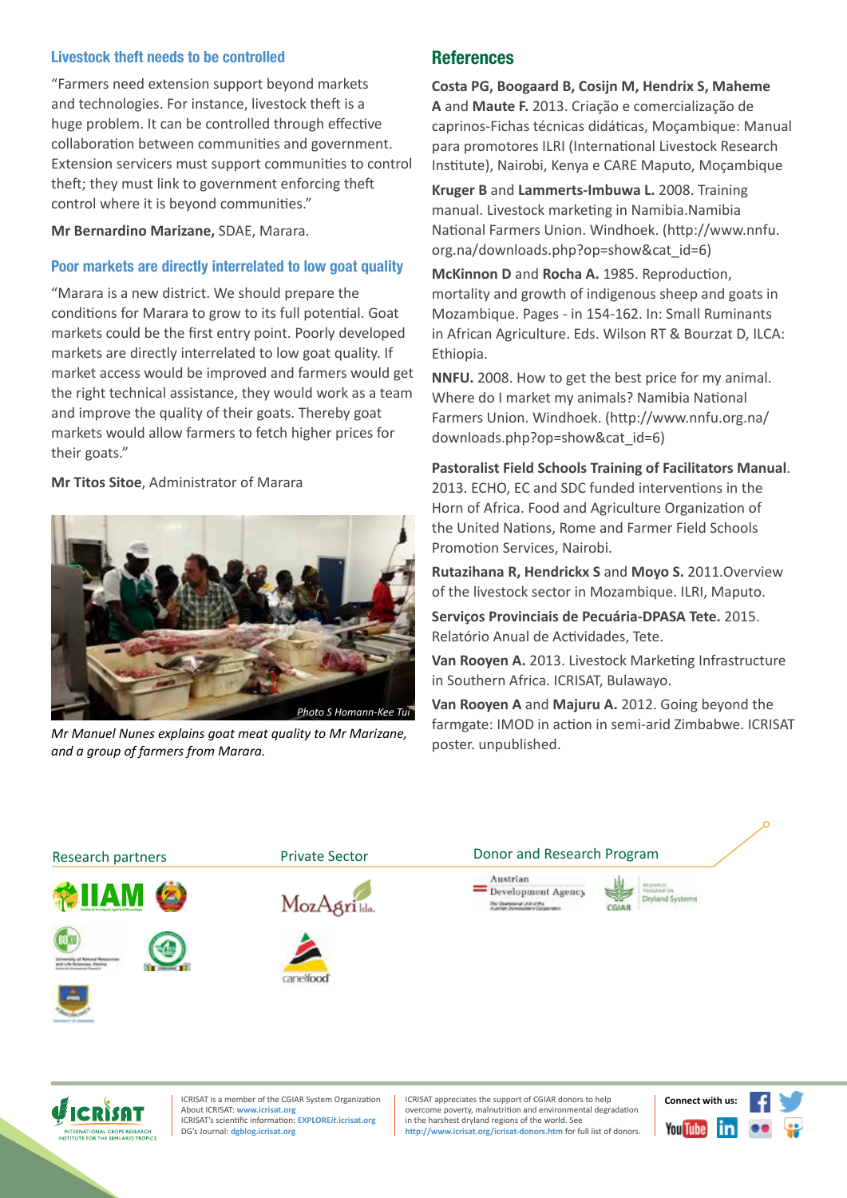### Livestock theft needs to be controlled

"Farmers need extension support beyond markets and technologies. For instance, livestock theft is a huge problem. It can be controlled through effective collaboration between communities and government. Extension servicers must support communities to control theft; they must link to government enforcing theft control where it is beyond communities."

**Mr Bernardino Marizane,** SDAE, Marara.

### Poor markets are directly interrelated to low goat quality

"Marara is a new district. We should prepare the conditions for Marara to grow to its full potential. Goat markets could be the first entry point. Poorly developed markets are directly interrelated to low goat quality. If market access would be improved and farmers would get the right technical assistance, they would work as a team and improve the quality of their goats. Thereby goat markets would allow farmers to fetch higher prices for their goats."

**Mr Titos Sitoe**, Administrator of Marara

Photo S Homann-Kee Tui

*Mr Manuel Nunes explains goat meat quality to Mr Marizane, and a group of farmers from Marara.*

## References

**Costa PG, Boogaard B, Cosijn M, Hendrix S, Maheme A** and **Maute F.** 2013. Criação e comercialização de caprinos-Fichas técnicas didáticas, Moçambique: Manual para promotores ILRI (International Livestock Research Institute), Nairobi, Kenya e CARE Maputo, Moçambique

**Kruger B** and **Lammerts-Imbuwa L.** 2008. Training manual. Livestock marketing in Namibia.Namibia National Farmers Union. Windhoek. (http://www.nnfu.org.na/downloads.php?op=show&cat_id=6)

**McKinnon D** and **Rocha A.** 1985. Reproduction, mortality and growth of indigenous sheep and goats in Mozambique. Pages - in 154-162. In: Small Ruminants in African Agriculture. Eds. Wilson RT & Bourzat D, ILCA: Ethiopia.

**NNFU.** 2008. How to get the best price for my animal. Where do I market my animals? Namibia National Farmers Union. Windhoek. (http://www.nnfu.org.na/downloads.php?op=show&cat_id=6)

**Pastoralist Field Schools Training of Facilitators Manual**. 2013. ECHO, EC and SDC funded interventions in the Horn of Africa. Food and Agriculture Organization of the United Nations, Rome and Farmer Field Schools Promotion Services, Nairobi.

**Rutazihana R, Hendrickx S** and **Moyo S.** 2011.Overview of the livestock sector in Mozambique. ILRI, Maputo.

**Serviços Provinciais de Pecuária-DPASA Tete.** 2015. Relatório Anual de Actividades, Tete.

**Van Rooyen A.** 2013. Livestock Marketing Infrastructure in Southern Africa. ICRISAT, Bulawayo.

**Van Rooyen A** and **Majuru A.** 2012. Going beyond the farmgate: IMOD in action in semi-arid Zimbabwe. ICRISAT poster. unpublished.

Research partners

Private Sector

Donor and Research Program

ICRISAT is a member of the CGIAR System Organization
About ICRISAT: www.icrisat.org
ICRISAT's scientific information: EXPLOREit.icrisat.org
DG's Journal: dgblog.icrisat.org

ICRISAT appreciates the support of CGIAR donors to help overcome poverty, malnutrition and environmental degradation in the harshest dryland regions of the world. See http://www.icrisat.org/icrisat-donors.htm for full list of donors.

Connect with us: